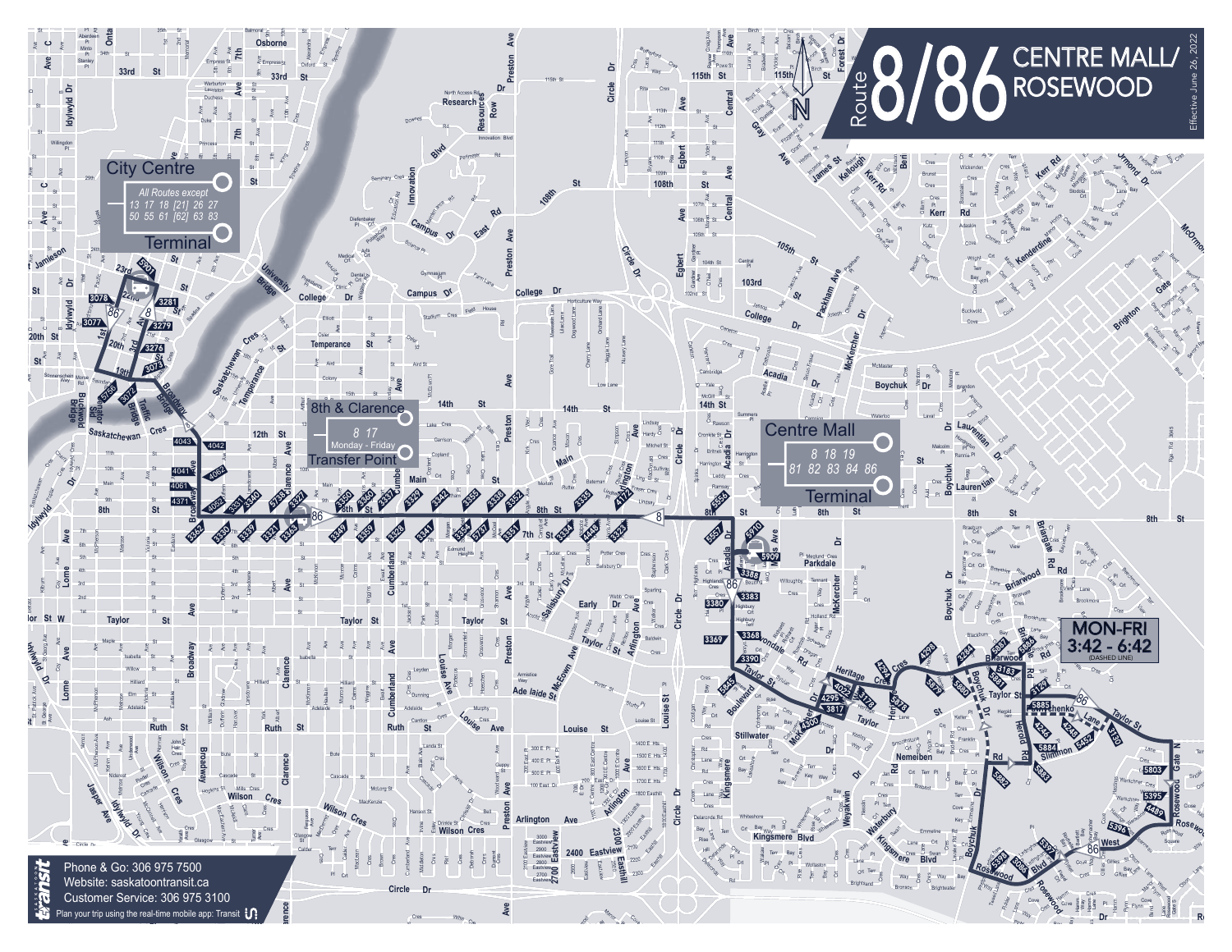# Route 8/86 CENTRE MALL/ROSEWOOD

Effective June 26, 2022

## City Centre Terminal

All Routes except 13 17 18 [21] 26 27 50 55 61 [62] 63 83

## 8th & Clarence Transfer Point

8 17 Monday - Friday

## Centre Mall Terminal

8 18 19 81 82 83 84 86

**MON-FRI 3:42 - 6:42** (DASHED LINE)

Phone & Go: 306 975 7500

Website: saskatoontransit.ca

Customer Service: 306 975 3100

Plan your trip using the real-time mobile app: Transit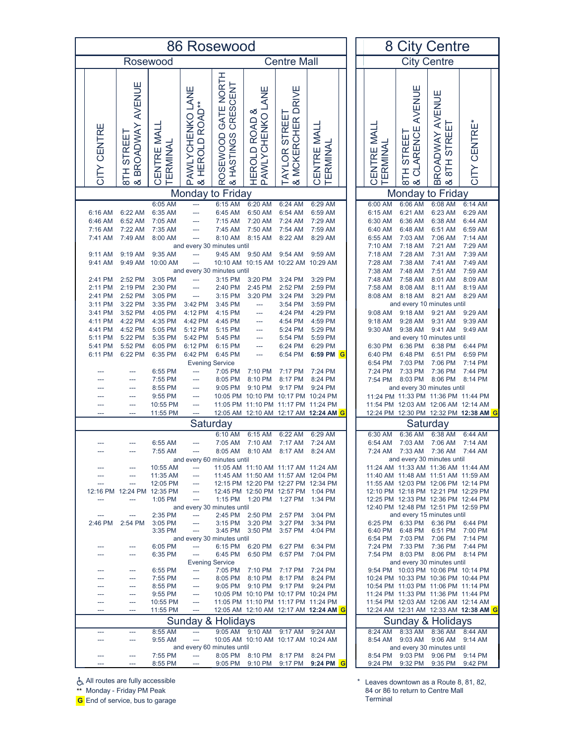# 86 Rosewood

## Rosewood — Centre Mall

| CITY CENTRE | 8TH STREET & BROADWAY AVENUE | CENTRE MALL TERMINAL | PAWLYCHENKO LANE & HEROLD ROAD** | ROSEWOOD GATE NORTH & HASTINGS CRESCENT | HEROLD ROAD & PAWLYCHENKO LANE | TAYLOR STREET & MCKERCHER DRIVE | CENTRE MALL TERMINAL |
|---|---|---|---|---|---|---|---|
| **Monday to Friday** | | | | | | | |
| | | 6:05 AM | --- | 6:15 AM | 6:20 AM | 6:24 AM | 6:29 AM |
| 6:16 AM | 6:22 AM | 6:35 AM | --- | 6:45 AM | 6:50 AM | 6:54 AM | 6:59 AM |
| 6:46 AM | 6:52 AM | 7:05 AM | --- | 7:15 AM | 7:20 AM | 7:24 AM | 7:29 AM |
| 7:16 AM | 7:22 AM | 7:35 AM | --- | 7:45 AM | 7:50 AM | 7:54 AM | 7:59 AM |
| 7:41 AM | 7:49 AM | 8:00 AM | --- | 8:10 AM | 8:15 AM | 8:22 AM | 8:29 AM |
| and every 30 minutes until | | | | | | | |
| 9:11 AM | 9:19 AM | 9:35 AM | --- | 9:45 AM | 9:50 AM | 9:54 AM | 9:59 AM |
| 9:41 AM | 9:49 AM | 10:00 AM | --- | 10:10 AM | 10:15 AM | 10:22 AM | 10:29 AM |
| and every 30 minutes until | | | | | | | |
| 2:41 PM | 2:52 PM | 3:05 PM | --- | 3:15 PM | 3:20 PM | 3:24 PM | 3:29 PM |
| 2:11 PM | 2:19 PM | 2:30 PM | --- | 2:40 PM | 2:45 PM | 2:52 PM | 2:59 PM |
| 2:41 PM | 2:52 PM | 3:05 PM | --- | 3:15 PM | 3:20 PM | 3:24 PM | 3:29 PM |
| 3:11 PM | 3:22 PM | 3:35 PM | 3:42 PM | 3:45 PM | --- | 3:54 PM | 3:59 PM |
| 3:41 PM | 3:52 PM | 4:05 PM | 4:12 PM | 4:15 PM | --- | 4:24 PM | 4:29 PM |
| 4:11 PM | 4:22 PM | 4:35 PM | 4:42 PM | 4:45 PM | --- | 4:54 PM | 4:59 PM |
| 4:41 PM | 4:52 PM | 5:05 PM | 5:12 PM | 5:15 PM | --- | 5:24 PM | 5:29 PM |
| 5:11 PM | 5:22 PM | 5:35 PM | 5:42 PM | 5:45 PM | --- | 5:54 PM | 5:59 PM |
| 5:41 PM | 5:52 PM | 6:05 PM | 6:12 PM | 6:15 PM | --- | 6:24 PM | 6:29 PM |
| 6:11 PM | 6:22 PM | 6:35 PM | 6:42 PM | 6:45 PM | --- | 6:54 PM | **6:59 PM** G |
| Evening Service | | | | | | | |
| --- | --- | 6:55 PM | --- | 7:05 PM | 7:10 PM | 7:17 PM | 7:24 PM |
| --- | --- | 7:55 PM | --- | 8:05 PM | 8:10 PM | 8:17 PM | 8:24 PM |
| --- | --- | 8:55 PM | --- | 9:05 PM | 9:10 PM | 9:17 PM | 9:24 PM |
| --- | --- | 9:55 PM | --- | 10:05 PM | 10:10 PM | 10:17 PM | 10:24 PM |
| --- | --- | 10:55 PM | --- | 11:05 PM | 11:10 PM | 11:17 PM | 11:24 PM |
| --- | --- | 11:55 PM | --- | 12:05 AM | 12:10 AM | 12:17 AM | **12:24 AM** G |
| **Saturday** | | | | | | | |
| | | | | 6:10 AM | 6:15 AM | 6:22 AM | 6:29 AM |
| --- | --- | 6:55 AM | --- | 7:05 AM | 7:10 AM | 7:17 AM | 7:24 AM |
| --- | --- | 7:55 AM | --- | 8:05 AM | 8:10 AM | 8:17 AM | 8:24 AM |
| and every 60 minutes until | | | | | | | |
| --- | --- | 10:55 AM | --- | 11:05 AM | 11:10 AM | 11:17 AM | 11:24 AM |
| --- | --- | 11:35 AM | --- | 11:45 AM | 11:50 AM | 11:57 AM | 12:04 PM |
| --- | --- | 12:05 PM | --- | 12:15 PM | 12:20 PM | 12:27 PM | 12:34 PM |
| 12:16 PM | 12:24 PM | 12:35 PM | --- | 12:45 PM | 12:50 PM | 12:57 PM | 1:04 PM |
| --- | --- | 1:05 PM | --- | 1:15 PM | 1:20 PM | 1:27 PM | 1:34 PM |
| and every 30 minutes until | | | | | | | |
| --- | --- | 2:35 PM | --- | 2:45 PM | 2:50 PM | 2:57 PM | 3:04 PM |
| 2:46 PM | 2:54 PM | 3:05 PM | --- | 3:15 PM | 3:20 PM | 3:27 PM | 3:34 PM |
| | | 3:35 PM | --- | 3:45 PM | 3:50 PM | 3:57 PM | 4:04 PM |
| and every 30 minutes until | | | | | | | |
| --- | --- | 6:05 PM | --- | 6:15 PM | 6:20 PM | 6:27 PM | 6:34 PM |
| --- | --- | 6:35 PM | --- | 6:45 PM | 6:50 PM | 6:57 PM | 7:04 PM |
| Evening Service | | | | | | | |
| --- | --- | 6:55 PM | --- | 7:05 PM | 7:10 PM | 7:17 PM | 7:24 PM |
| --- | --- | 7:55 PM | --- | 8:05 PM | 8:10 PM | 8:17 PM | 8:24 PM |
| --- | --- | 8:55 PM | --- | 9:05 PM | 9:10 PM | 9:17 PM | 9:24 PM |
| --- | --- | 9:55 PM | --- | 10:05 PM | 10:10 PM | 10:17 PM | 10:24 PM |
| --- | --- | 10:55 PM | --- | 11:05 PM | 11:10 PM | 11:17 PM | 11:24 PM |
| --- | --- | 11:55 PM | --- | 12:05 AM | 12:10 AM | 12:17 AM | **12:24 AM** G |
| **Sunday & Holidays** | | | | | | | |
| --- | --- | 8:55 AM | --- | 9:05 AM | 9:10 AM | 9:17 AM | 9:24 AM |
| --- | --- | 9:55 AM | --- | 10:05 AM | 10:10 AM | 10:17 AM | 10:24 AM |
| and every 60 minutes until | | | | | | | |
| --- | --- | 7:55 PM | --- | 8:05 PM | 8:10 PM | 8:17 PM | 8:24 PM |
| --- | --- | 8:55 PM | --- | 9:05 PM | 9:10 PM | 9:17 PM | **9:24 PM** G |

# 8 City Centre

## City Centre

| CENTRE MALL TERMINAL | 8TH STREET & CLARENCE AVENUE | BROADWAY AVENUE & 8TH STREET | CITY CENTRE* |
|---|---|---|---|
| **Monday to Friday** | | | |
| 6:00 AM | 6:06 AM | 6:08 AM | 6:14 AM |
| 6:15 AM | 6:21 AM | 6:23 AM | 6:29 AM |
| 6:30 AM | 6:36 AM | 6:38 AM | 6:44 AM |
| 6:40 AM | 6:48 AM | 6:51 AM | 6:59 AM |
| 6:55 AM | 7:03 AM | 7:06 AM | 7:14 AM |
| 7:10 AM | 7:18 AM | 7:21 AM | 7:29 AM |
| 7:18 AM | 7:28 AM | 7:31 AM | 7:39 AM |
| 7:28 AM | 7:38 AM | 7:41 AM | 7:49 AM |
| 7:38 AM | 7:48 AM | 7:51 AM | 7:59 AM |
| 7:48 AM | 7:58 AM | 8:01 AM | 8:09 AM |
| 7:58 AM | 8:08 AM | 8:11 AM | 8:19 AM |
| 8:08 AM | 8:18 AM | 8:21 AM | 8:29 AM |
| and every 10 minutes until | | | |
| 9:08 AM | 9:18 AM | 9:21 AM | 9:29 AM |
| 9:18 AM | 9:28 AM | 9:31 AM | 9:39 AM |
| 9:30 AM | 9:38 AM | 9:41 AM | 9:49 AM |
| and every 10 minutes until | | | |
| 6:30 PM | 6:36 PM | 6:38 PM | 6:44 PM |
| 6:40 PM | 6:48 PM | 6:51 PM | 6:59 PM |
| 6:54 PM | 7:03 PM | 7:06 PM | 7:14 PM |
| 7:24 PM | 7:33 PM | 7:36 PM | 7:44 PM |
| 7:54 PM | 8:03 PM | 8:06 PM | 8:14 PM |
| and every 30 minutes until | | | |
| 11:24 PM | 11:33 PM | 11:36 PM | 11:44 PM |
| 11:54 PM | 12:03 AM | 12:06 AM | 12:14 AM |
| 12:24 PM | 12:30 PM | 12:32 PM | **12:38 AM** G |
| **Saturday** | | | |
| 6:30 AM | 6:36 AM | 6:38 AM | 6:44 AM |
| 6:54 AM | 7:03 AM | 7:06 AM | 7:14 AM |
| 7:24 AM | 7:33 AM | 7:36 AM | 7:44 AM |
| and every 30 minutes until | | | |
| 11:24 AM | 11:33 AM | 11:36 AM | 11:44 AM |
| 11:40 AM | 11:48 AM | 11:51 AM | 11:59 AM |
| 11:55 AM | 12:03 PM | 12:06 PM | 12:14 PM |
| 12:10 PM | 12:18 PM | 12:21 PM | 12:29 PM |
| 12:25 PM | 12:33 PM | 12:36 PM | 12:44 PM |
| 12:40 PM | 12:48 PM | 12:51 PM | 12:59 PM |
| and every 15 minutes until | | | |
| 6:25 PM | 6:33 PM | 6:36 PM | 6:44 PM |
| 6:40 PM | 6:48 PM | 6:51 PM | 7:00 PM |
| 6:54 PM | 7:03 PM | 7:06 PM | 7:14 PM |
| 7:24 PM | 7:33 PM | 7:36 PM | 7:44 PM |
| 7:54 PM | 8:03 PM | 8:06 PM | 8:14 PM |
| and every 30 minutes until | | | |
| 9:54 PM | 10:03 PM | 10:06 PM | 10:14 PM |
| 10:24 PM | 10:33 PM | 10:36 PM | 10:44 PM |
| 10:54 PM | 11:03 PM | 11:06 PM | 11:14 PM |
| 11:24 PM | 11:33 PM | 11:36 PM | 11:44 PM |
| 11:54 PM | 12:03 AM | 12:06 AM | 12:14 AM |
| 12:24 AM | 12:31 AM | 12:33 AM | **12:38 AM** G |
| **Sunday & Holidays** | | | |
| 8:24 AM | 8:33 AM | 8:36 AM | 8:44 AM |
| 8:54 AM | 9:03 AM | 9:06 AM | 9:14 AM |
| and every 30 minutes until | | | |
| 8:54 PM | 9:03 PM | 9:06 PM | 9:14 PM |
| 9:24 PM | 9:32 PM | 9:35 PM | 9:42 PM |

♿ All routes are fully accessible
** Monday - Friday PM Peak
G End of service, bus to garage

* Leaves downtown as a Route 8, 81, 82, 84 or 86 to return to Centre Mall Terminal